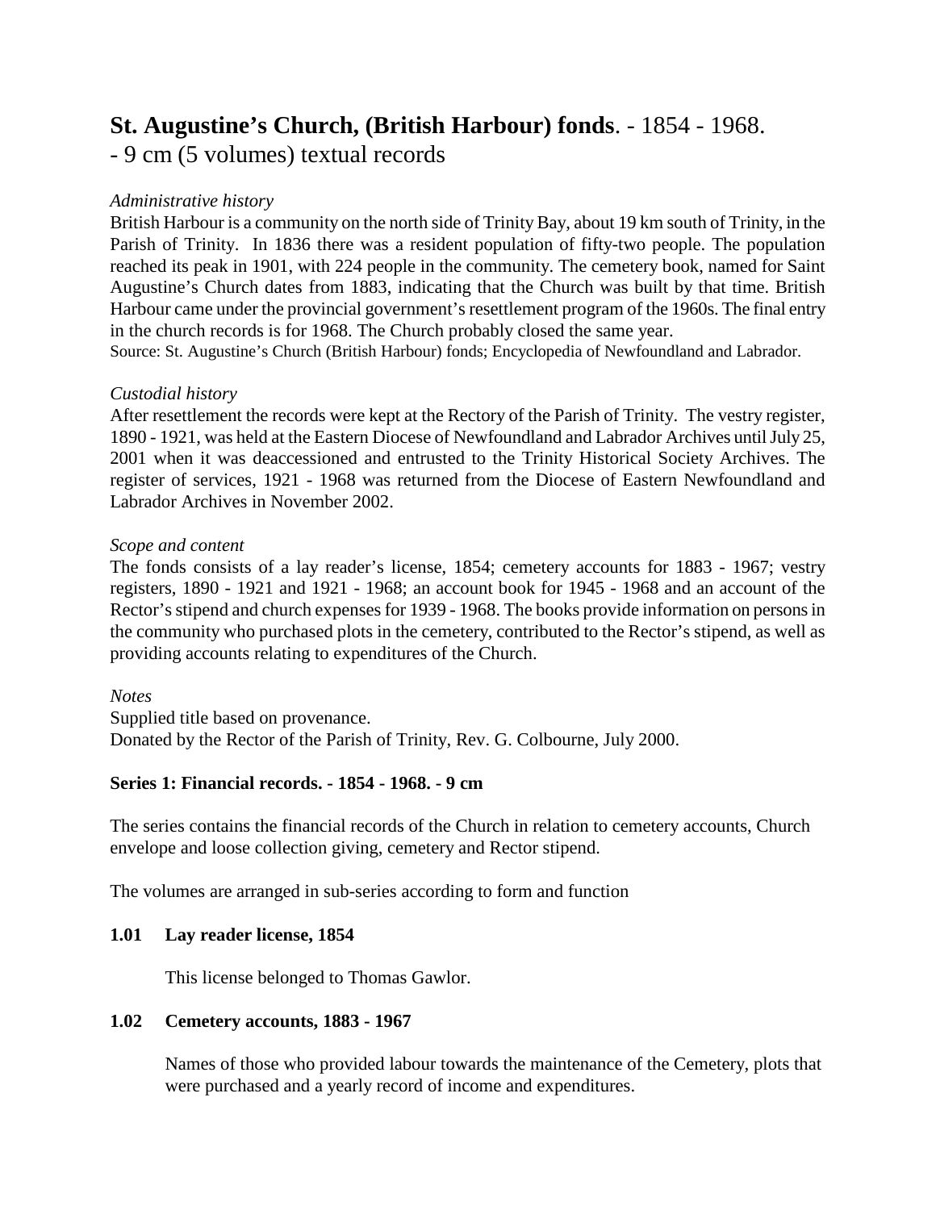# **St. Augustine's Church, (British Harbour) fonds**. - 1854 - 1968.
- 9 cm (5 volumes) textual records

*Administrative history*

British Harbour is a community on the north side of Trinity Bay, about 19 km south of Trinity, in the Parish of Trinity. In 1836 there was a resident population of fifty-two people. The population reached its peak in 1901, with 224 people in the community. The cemetery book, named for Saint Augustine's Church dates from 1883, indicating that the Church was built by that time. British Harbour came under the provincial government's resettlement program of the 1960s. The final entry in the church records is for 1968. The Church probably closed the same year.

Source: St. Augustine's Church (British Harbour) fonds; Encyclopedia of Newfoundland and Labrador.

*Custodial history*

After resettlement the records were kept at the Rectory of the Parish of Trinity. The vestry register, 1890 - 1921, was held at the Eastern Diocese of Newfoundland and Labrador Archives until July 25, 2001 when it was deaccessioned and entrusted to the Trinity Historical Society Archives. The register of services, 1921 - 1968 was returned from the Diocese of Eastern Newfoundland and Labrador Archives in November 2002.

*Scope and content*

The fonds consists of a lay reader's license, 1854; cemetery accounts for 1883 - 1967; vestry registers, 1890 - 1921 and 1921 - 1968; an account book for 1945 - 1968 and an account of the Rector's stipend and church expenses for 1939 - 1968. The books provide information on persons in the community who purchased plots in the cemetery, contributed to the Rector's stipend, as well as providing accounts relating to expenditures of the Church.

*Notes*

Supplied title based on provenance.
Donated by the Rector of the Parish of Trinity, Rev. G. Colbourne, July 2000.

**Series 1: Financial records. - 1854 - 1968. - 9 cm**

The series contains the financial records of the Church in relation to cemetery accounts, Church envelope and loose collection giving, cemetery and Rector stipend.

The volumes are arranged in sub-series according to form and function

**1.01 Lay reader license, 1854**

This license belonged to Thomas Gawlor.

**1.02 Cemetery accounts, 1883 - 1967**

Names of those who provided labour towards the maintenance of the Cemetery, plots that were purchased and a yearly record of income and expenditures.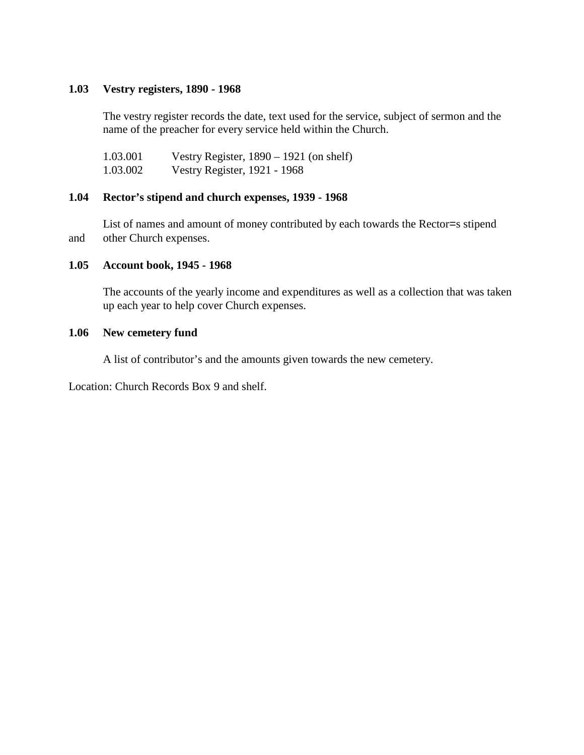**1.03 Vestry registers, 1890 - 1968**

The vestry register records the date, text used for the service, subject of sermon and the name of the preacher for every service held within the Church.

1.03.001 Vestry Register, 1890 – 1921 (on shelf)
1.03.002 Vestry Register, 1921 - 1968

**1.04 Rector's stipend and church expenses, 1939 - 1968**

List of names and amount of money contributed by each towards the Rector=s stipend and other Church expenses.

**1.05 Account book, 1945 - 1968**

The accounts of the yearly income and expenditures as well as a collection that was taken up each year to help cover Church expenses.

**1.06 New cemetery fund**

A list of contributor's and the amounts given towards the new cemetery.

Location: Church Records Box 9 and shelf.